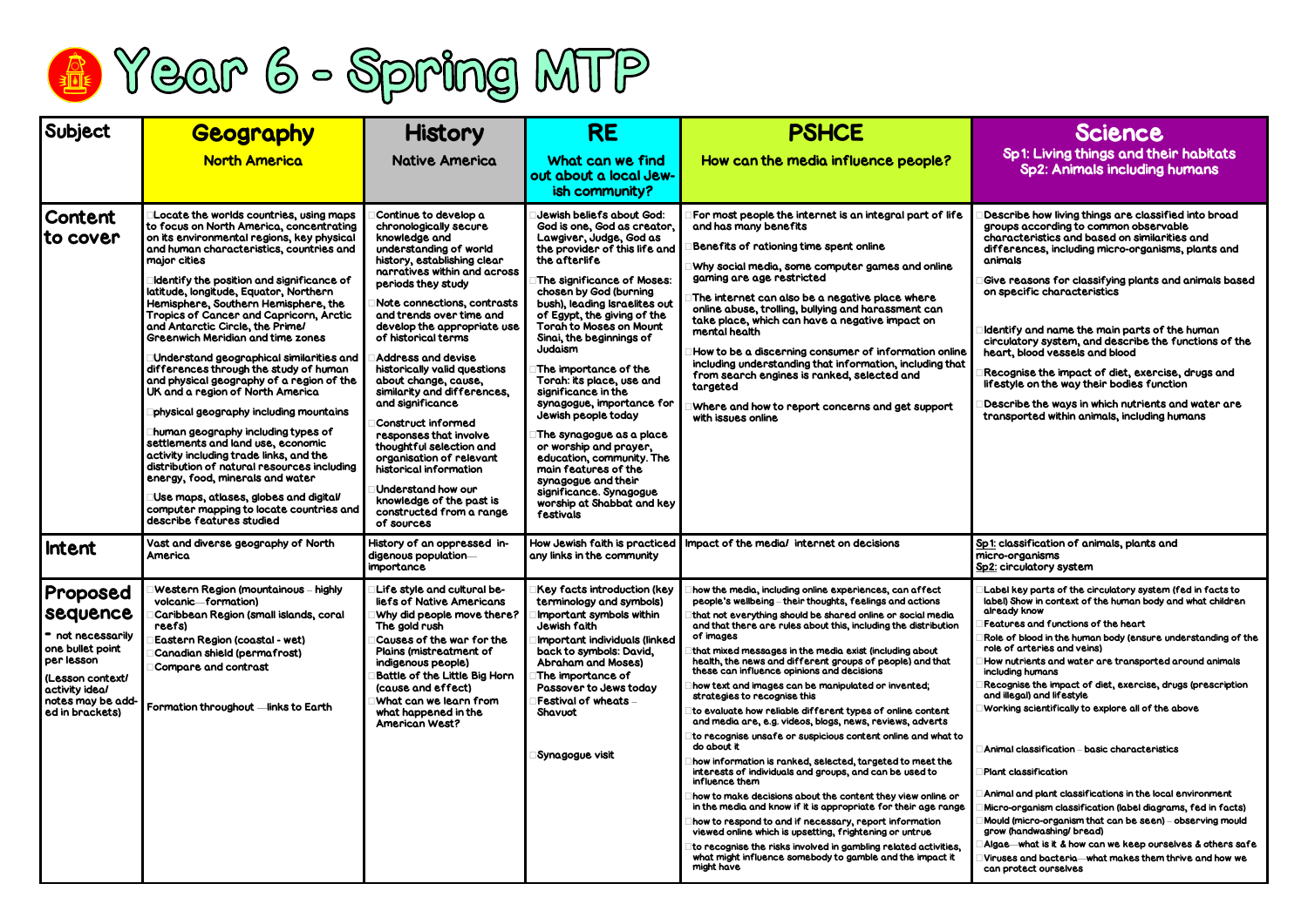# Year 6 - Spring MTP

| Subject | Geography<br>North America | History<br>Native America | RE<br>What can we find out about a local Jewish community? | PSHCE<br>How can the media influence people? | Science<br>Sp1: Living things and their habitats<br>Sp2: Animals including humans |
|---|---|---|---|---|---|
| **Content to cover** | Locate the worlds countries, using maps to focus on North America, concentrating on its environmental regions, key physical and human characteristics, countries and major cities<br><br>Identify the position and significance of latitude, longitude, Equator, Northern Hemisphere, Southern Hemisphere, the Tropics of Cancer and Capricorn, Arctic and Antarctic Circle, the Prime/ Greenwich Meridian and time zones<br><br>Understand geographical similarities and differences through the study of human and physical geography of a region of the UK and a region of North America<br><br>physical geography including mountains<br><br>human geography including types of settlements and land use, economic activity including trade links, and the distribution of natural resources including energy, food, minerals and water<br><br>Use maps, atlases, globes and digital/ computer mapping to locate countries and describe features studied | Continue to develop a chronologically secure knowledge and understanding of world history, establishing clear narratives within and across periods they study<br><br>Note connections, contrasts and trends over time and develop the appropriate use of historical terms<br><br>Address and devise historically valid questions about change, cause, similarity and differences, and significance<br><br>Construct informed responses that involve thoughtful selection and organisation of relevant historical information<br><br>Understand how our knowledge of the past is constructed from a range of sources | Jewish beliefs about God: God is one, God as creator, Lawgiver, Judge, God as the provider of this life and the afterlife<br><br>The significance of Moses: chosen by God (burning bush), leading Israelites out of Egypt, the giving of the Torah to Moses on Mount Sinai, the beginnings of Judaism<br><br>The importance of the Torah: its place, use and significance in the synagogue, importance for Jewish people today<br><br>The synagogue as a place or worship and prayer, education, community. The main features of the synagogue and their significance. Synagogue worship at Shabbat and key festivals | For most people the internet is an integral part of life and has many benefits<br><br>Benefits of rationing time spent online<br><br>Why social media, some computer games and online gaming are age restricted<br><br>The internet can also be a negative place where online abuse, trolling, bullying and harassment can take place, which can have a negative impact on mental health<br><br>How to be a discerning consumer of information online including understanding that information, including that from search engines is ranked, selected and targeted<br><br>Where and how to report concerns and get support with issues online | Describe how living things are classified into broad groups according to common observable characteristics and based on similarities and differences, including micro-organisms, plants and animals<br><br>Give reasons for classifying plants and animals based on specific characteristics<br><br>Identify and name the main parts of the human circulatory system, and describe the functions of the heart, blood vessels and blood<br><br>Recognise the impact of diet, exercise, drugs and lifestyle on the way their bodies function<br><br>Describe the ways in which nutrients and water are transported within animals, including humans |
| **Intent** | Vast and diverse geography of North America | History of an oppressed indigenous population—importance | How Jewish faith is practiced any links in the community | Impact of the media/ internet on decisions | Sp1: classification of animals, plants and micro-organisms<br>Sp2: circulatory system |
| **Proposed sequence**<br>* not necessarily one bullet point per lesson<br>(Lesson context/ activity idea/ notes may be added in brackets) | Western Region (mountainous - highly volcanic—formation)<br>Caribbean Region (small islands, coral reefs)<br>Eastern Region (coastal - wet)<br>Canadian shield (permafrost)<br>Compare and contrast<br><br>Formation throughout —links to Earth | Life style and cultural beliefs of Native Americans<br>Why did people move there? The gold rush<br>Causes of the war for the Plains (mistreatment of indigenous people)<br>Battle of the Little Big Horn (cause and effect)<br>What can we learn from what happened in the American West? | Key facts introduction (key terminology and symbols)<br>Important symbols within Jewish faith<br>Important individuals (linked back to symbols: David, Abraham and Moses)<br>The importance of Passover to Jews today<br>Festival of wheats – Shavuot<br><br>Synagogue visit | how the media, including online experiences, can affect people's wellbeing – their thoughts, feelings and actions<br>that not everything should be shared online or social media and that there are rules about this, including the distribution of images<br>that mixed messages in the media exist (including about health, the news and different groups of people) and that these can influence opinions and decisions<br>how text and images can be manipulated or invented; strategies to recognise this<br>to evaluate how reliable different types of online content and media are, e.g. videos, blogs, news, reviews, adverts<br>to recognise unsafe or suspicious content online and what to do about it<br>how information is ranked, selected, targeted to meet the interests of individuals and groups, and can be used to influence them<br>how to make decisions about the content they view online or in the media and know if it is appropriate for their age range<br>how to respond to and if necessary, report information viewed online which is upsetting, frightening or untrue<br>to recognise the risks involved in gambling related activities, what might influence somebody to gamble and the impact it might have | Label key parts of the circulatory system (fed in facts to label) Show in context of the human body and what children already know<br>Features and functions of the heart<br>Role of blood in the human body (ensure understanding of the role of arteries and veins)<br>How nutrients and water are transported around animals including humans<br>Recognise the impact of diet, exercise, drugs (prescription and illegal) and lifestyle<br>Working scientifically to explore all of the above<br><br>Animal classification – basic characteristics<br><br>Plant classification<br><br>Animal and plant classifications in the local environment<br>Micro-organism classification (label diagrams, fed in facts)<br>Mould (micro-organism that can be seen) – observing mould grow (handwashing/ bread)<br>Algae—what is it & how can we keep ourselves & others safe<br>Viruses and bacteria—what makes them thrive and how we can protect ourselves |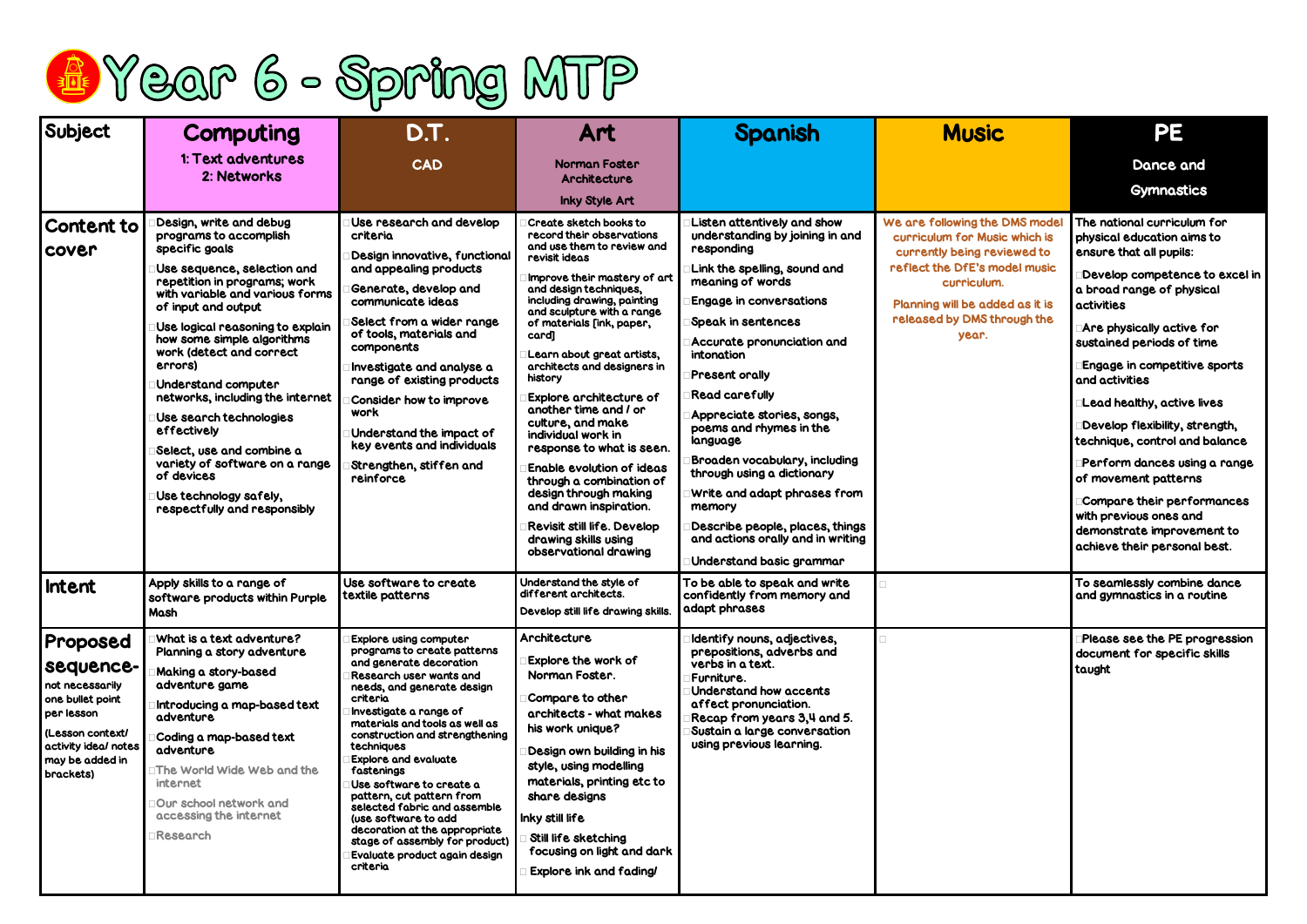# Year 6 - Spring MTP

| Subject | Computing<br>1: Text adventures<br>2: Networks | D.T.<br>CAD | Art<br>Norman Foster<br>Architecture<br>Inky Style Art | Spanish | Music | PE<br>Dance and<br>Gymnastics |
|---|---|---|---|---|---|---|
| Content to cover | Design, write and debug programs to accomplish specific goals<br>Use sequence, selection and repetition in programs; work with variable and various forms of input and output<br>Use logical reasoning to explain how some simple algorithms work (detect and correct errors)<br>Understand computer networks, including the internet<br>Use search technologies effectively<br>Select, use and combine a variety of software on a range of devices<br>Use technology safely, respectfully and responsibly | Use research and develop criteria<br>Design innovative, functional and appealing products<br>Generate, develop and communicate ideas<br>Select from a wider range of tools, materials and components<br>Investigate and analyse a range of existing products<br>Consider how to improve work<br>Understand the impact of key events and individuals<br>Strengthen, stiffen and reinforce | Create sketch books to record their observations and use them to review and revisit ideas<br>Improve their mastery of art and design techniques, including drawing, painting and sculpture with a range of materials [ink, paper, card]<br>Learn about great artists, architects and designers in history<br>Explore architecture of another time and / or culture, and make individual work in response to what is seen.<br>Enable evolution of ideas through a combination of design through making and drawn inspiration.<br>Revisit still life. Develop drawing skills using observational drawing | Listen attentively and show understanding by joining in and responding<br>Link the spelling, sound and meaning of words<br>Engage in conversations<br>Speak in sentences<br>Accurate pronunciation and intonation<br>Present orally<br>Read carefully<br>Appreciate stories, songs, poems and rhymes in the language<br>Broaden vocabulary, including through using a dictionary<br>Write and adapt phrases from memory<br>Describe people, places, things and actions orally and in writing<br>Understand basic grammar | We are following the DMS model curriculum for Music which is currently being reviewed to reflect the DfE's model music curriculum.<br>Planning will be added as it is released by DMS through the year. | The national curriculum for physical education aims to ensure that all pupils:<br>Develop competence to excel in a broad range of physical activities<br>Are physically active for sustained periods of time<br>Engage in competitive sports and activities<br>Lead healthy, active lives<br>Develop flexibility, strength, technique, control and balance<br>Perform dances using a range of movement patterns<br>Compare their performances with previous ones and demonstrate improvement to achieve their personal best. |
| Intent | Apply skills to a range of software products within Purple Mash | Use software to create textile patterns | Understand the style of different architects.<br>Develop still life drawing skills. | To be able to speak and write confidently from memory and adapt phrases | | To seamlessly combine dance and gymnastics in a routine |
| Proposed sequence- not necessarily one bullet point per lesson (Lesson context/ activity idea/ notes may be added in brackets) | What is a text adventure? Planning a story adventure<br>Making a story-based adventure game<br>Introducing a map-based text adventure<br>Coding a map-based text adventure<br>The World Wide Web and the internet<br>Our school network and accessing the internet<br>Research | Explore using computer programs to create patterns and generate decoration<br>Research user wants and needs, and generate design criteria<br>Investigate a range of materials and tools as well as construction and strengthening techniques<br>Explore and evaluate fastenings<br>Use software to create a pattern, cut pattern from selected fabric and assemble (use software to add decoration at the appropriate stage of assembly for product)<br>Evaluate product again design criteria | Architecture<br>Explore the work of Norman Foster.<br>Compare to other architects - what makes his work unique?<br>Design own building in his style, using modelling materials, printing etc to share designs<br>Inky still life<br>Still life sketching focusing on light and dark<br>Explore ink and fading/ | Identify nouns, adjectives, prepositions, adverbs and verbs in a text.<br>Furniture.<br>Understand how accents affect pronunciation.<br>Recap from years 3,4 and 5.<br>Sustain a large conversation using previous learning. | | Please see the PE progression document for specific skills taught |